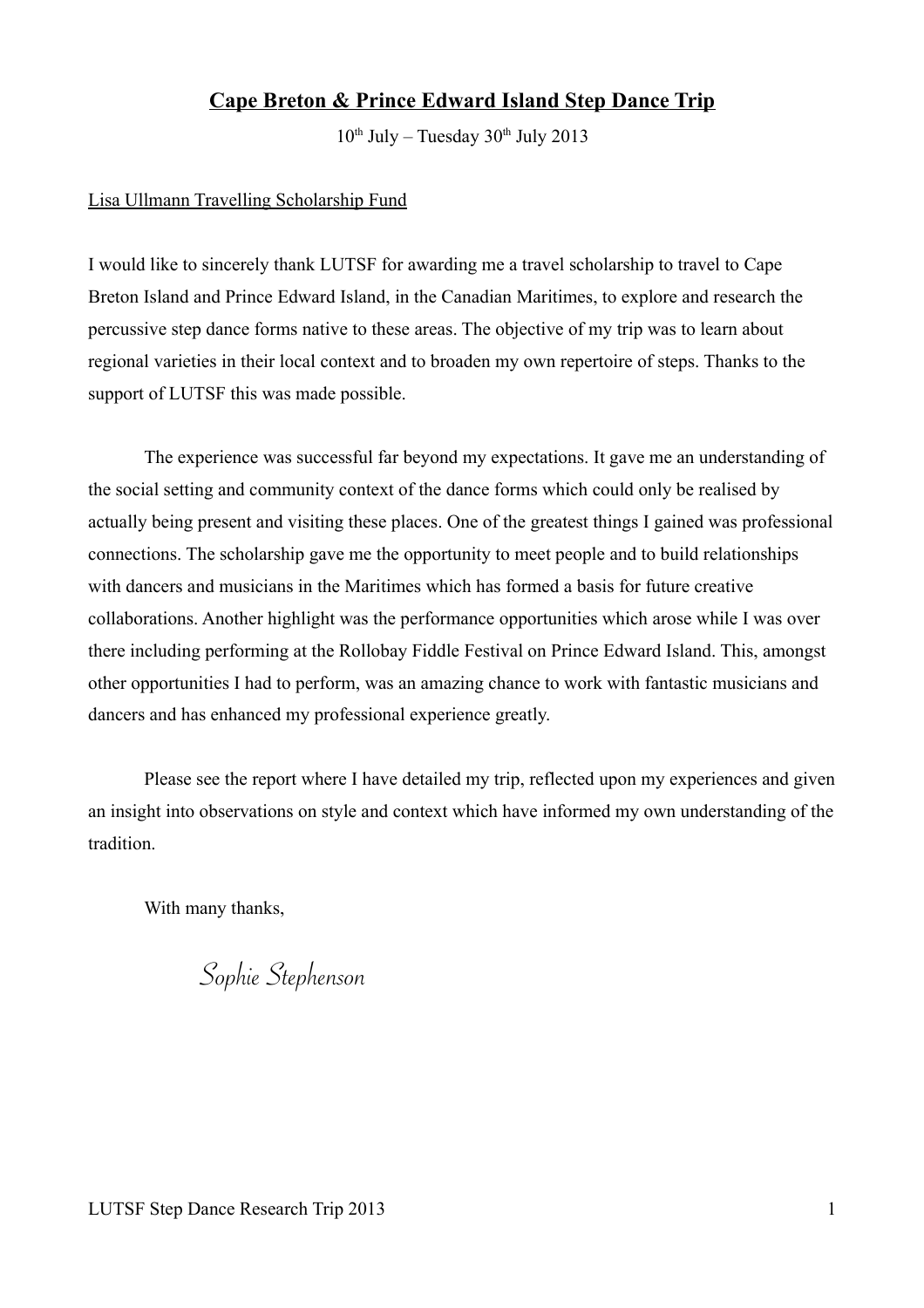# Cape Breton & Prince Edward Island Step Dance Trip

10th July – Tuesday 30th July 2013

Lisa Ullmann Travelling Scholarship Fund

I would like to sincerely thank LUTSF for awarding me a travel scholarship to travel to Cape Breton Island and Prince Edward Island, in the Canadian Maritimes, to explore and research the percussive step dance forms native to these areas. The objective of my trip was to learn about regional varieties in their local context and to broaden my own repertoire of steps. Thanks to the support of LUTSF this was made possible.

The experience was successful far beyond my expectations. It gave me an understanding of the social setting and community context of the dance forms which could only be realised by actually being present and visiting these places. One of the greatest things I gained was professional connections. The scholarship gave me the opportunity to meet people and to build relationships with dancers and musicians in the Maritimes which has formed a basis for future creative collaborations. Another highlight was the performance opportunities which arose while I was over there including performing at the Rollobay Fiddle Festival on Prince Edward Island. This, amongst other opportunities I had to perform, was an amazing chance to work with fantastic musicians and dancers and has enhanced my professional experience greatly.

Please see the report where I have detailed my trip, reflected upon my experiences and given an insight into observations on style and context which have informed my own understanding of the tradition.

With many thanks,

*Sophie Stephenson*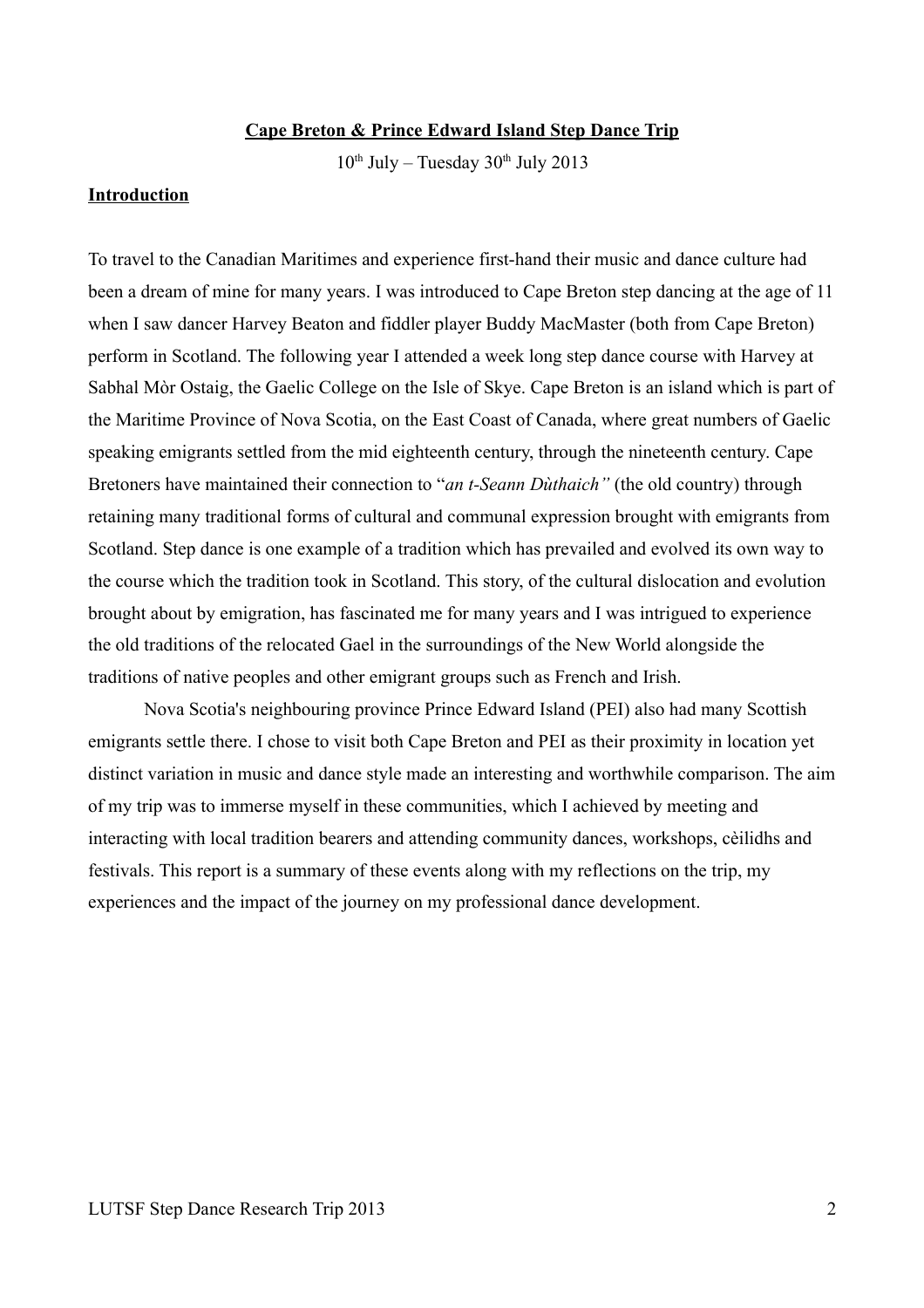**Cape Breton & Prince Edward Island Step Dance Trip**

10th July – Tuesday 30th July 2013

**Introduction**

To travel to the Canadian Maritimes and experience first-hand their music and dance culture had been a dream of mine for many years. I was introduced to Cape Breton step dancing at the age of 11 when I saw dancer Harvey Beaton and fiddler player Buddy MacMaster (both from Cape Breton) perform in Scotland. The following year I attended a week long step dance course with Harvey at Sabhal Mòr Ostaig, the Gaelic College on the Isle of Skye. Cape Breton is an island which is part of the Maritime Province of Nova Scotia, on the East Coast of Canada, where great numbers of Gaelic speaking emigrants settled from the mid eighteenth century, through the nineteenth century. Cape Bretoners have maintained their connection to "*an t-Seann Dùthaich"* (the old country) through retaining many traditional forms of cultural and communal expression brought with emigrants from Scotland. Step dance is one example of a tradition which has prevailed and evolved its own way to the course which the tradition took in Scotland. This story, of the cultural dislocation and evolution brought about by emigration, has fascinated me for many years and I was intrigued to experience the old traditions of the relocated Gael in the surroundings of the New World alongside the traditions of native peoples and other emigrant groups such as French and Irish.

Nova Scotia's neighbouring province Prince Edward Island (PEI) also had many Scottish emigrants settle there. I chose to visit both Cape Breton and PEI as their proximity in location yet distinct variation in music and dance style made an interesting and worthwhile comparison. The aim of my trip was to immerse myself in these communities, which I achieved by meeting and interacting with local tradition bearers and attending community dances, workshops, cèilidhs and festivals. This report is a summary of these events along with my reflections on the trip, my experiences and the impact of the journey on my professional dance development.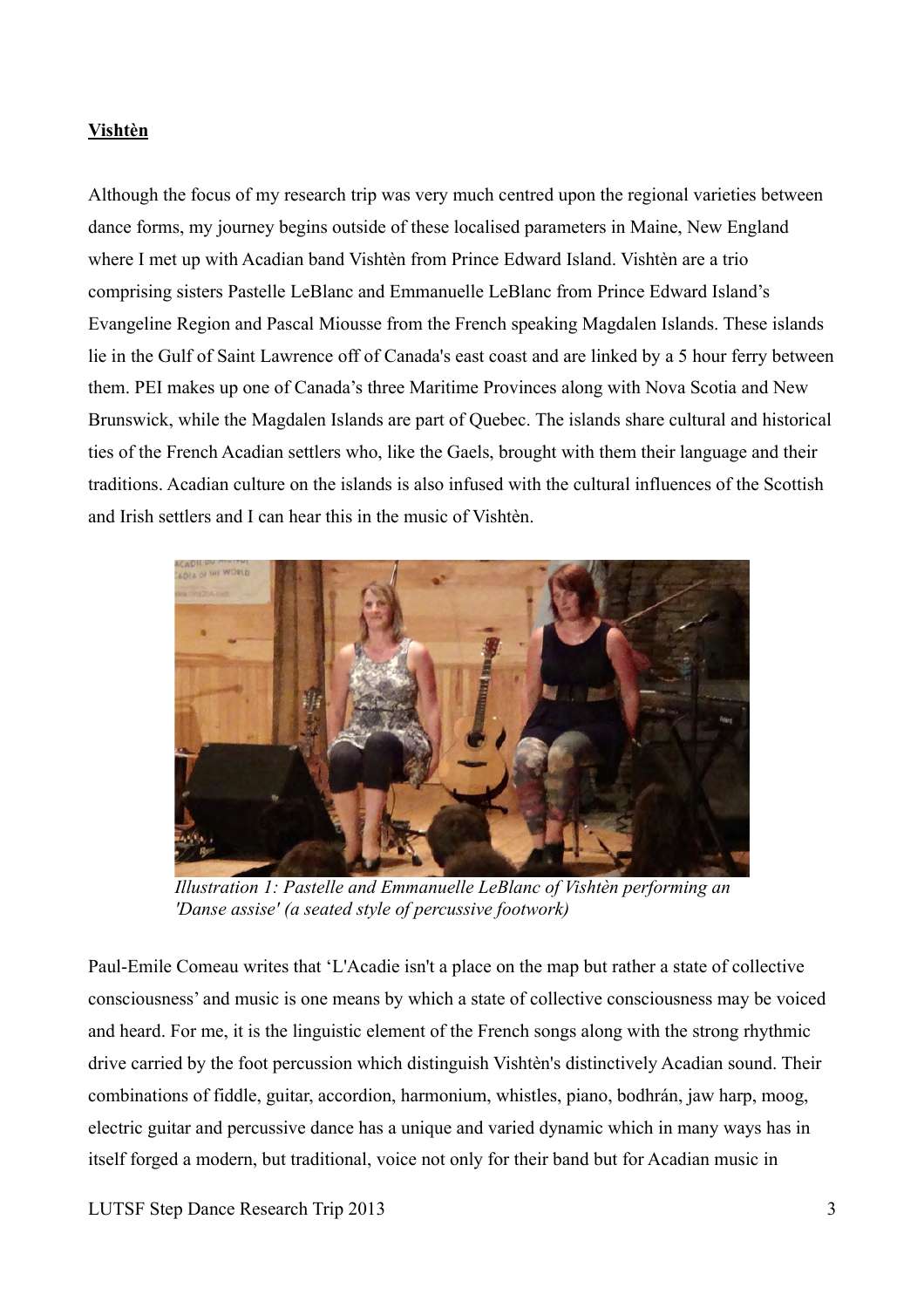**Vishtèn**

Although the focus of my research trip was very much centred upon the regional varieties between dance forms, my journey begins outside of these localised parameters in Maine, New England where I met up with Acadian band Vishtèn from Prince Edward Island. Vishtèn are a trio comprising sisters Pastelle LeBlanc and Emmanuelle LeBlanc from Prince Edward Island's Evangeline Region and Pascal Miousse from the French speaking Magdalen Islands. These islands lie in the Gulf of Saint Lawrence off of Canada's east coast and are linked by a 5 hour ferry between them. PEI makes up one of Canada's three Maritime Provinces along with Nova Scotia and New Brunswick, while the Magdalen Islands are part of Quebec. The islands share cultural and historical ties of the French Acadian settlers who, like the Gaels, brought with them their language and their traditions. Acadian culture on the islands is also infused with the cultural influences of the Scottish and Irish settlers and I can hear this in the music of Vishtèn.

*Illustration 1: Pastelle and Emmanuelle LeBlanc of Vishtèn performing an 'Danse assise' (a seated style of percussive footwork)*

Paul-Emile Comeau writes that 'L'Acadie isn't a place on the map but rather a state of collective consciousness' and music is one means by which a state of collective consciousness may be voiced and heard. For me, it is the linguistic element of the French songs along with the strong rhythmic drive carried by the foot percussion which distinguish Vishtèn's distinctively Acadian sound. Their combinations of fiddle, guitar, accordion, harmonium, whistles, piano, bodhrán, jaw harp, moog, electric guitar and percussive dance has a unique and varied dynamic which in many ways has in itself forged a modern, but traditional, voice not only for their band but for Acadian music in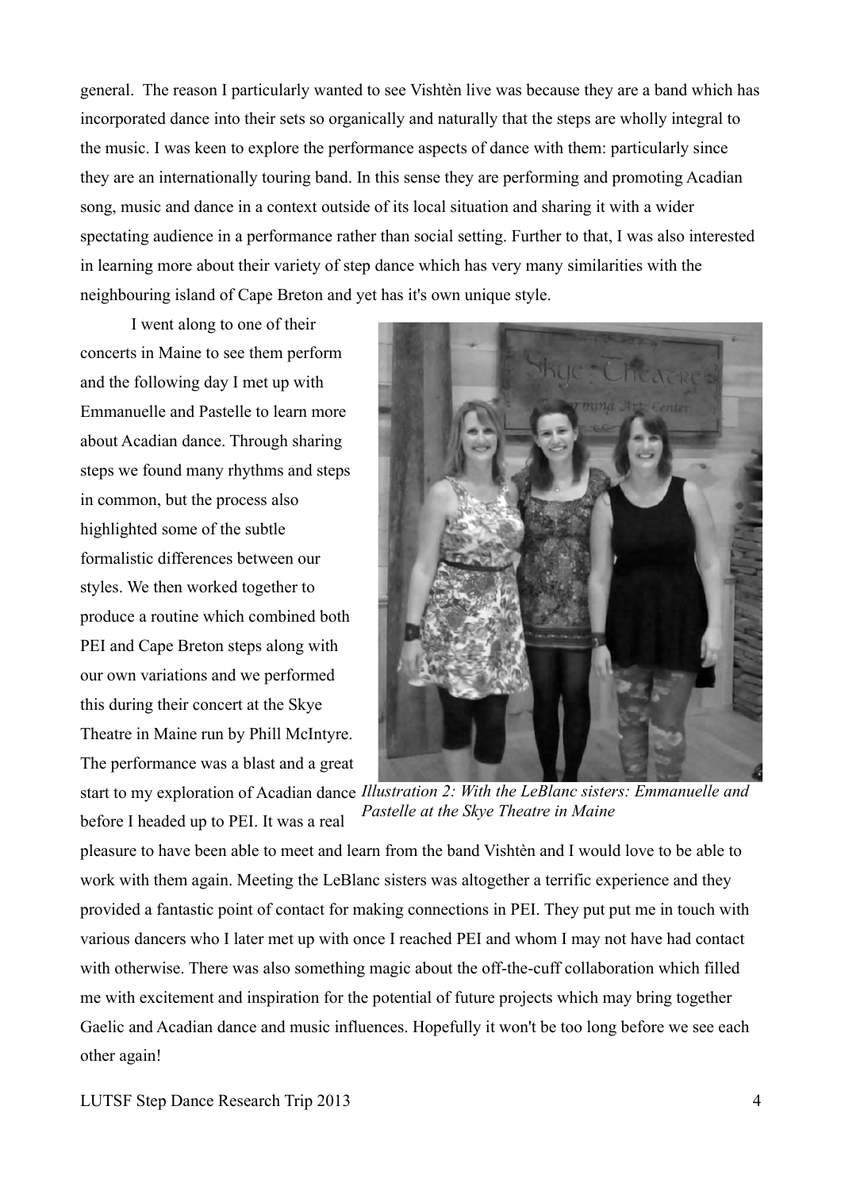general. The reason I particularly wanted to see Vishtèn live was because they are a band which has incorporated dance into their sets so organically and naturally that the steps are wholly integral to the music. I was keen to explore the performance aspects of dance with them: particularly since they are an internationally touring band. In this sense they are performing and promoting Acadian song, music and dance in a context outside of its local situation and sharing it with a wider spectating audience in a performance rather than social setting. Further to that, I was also interested in learning more about their variety of step dance which has very many similarities with the neighbouring island of Cape Breton and yet has it's own unique style.

I went along to one of their concerts in Maine to see them perform and the following day I met up with Emmanuelle and Pastelle to learn more about Acadian dance. Through sharing steps we found many rhythms and steps in common, but the process also highlighted some of the subtle formalistic differences between our styles. We then worked together to produce a routine which combined both PEI and Cape Breton steps along with our own variations and we performed this during their concert at the Skye Theatre in Maine run by Phill McIntyre. The performance was a blast and a great start to my exploration of Acadian dance before I headed up to PEI. It was a real pleasure to have been able to meet and learn from the band Vishtèn and I would love to be able to work with them again. Meeting the LeBlanc sisters was altogether a terrific experience and they provided a fantastic point of contact for making connections in PEI. They put put me in touch with various dancers who I later met up with once I reached PEI and whom I may not have had contact with otherwise. There was also something magic about the off-the-cuff collaboration which filled me with excitement and inspiration for the potential of future projects which may bring together Gaelic and Acadian dance and music influences. Hopefully it won't be too long before we see each other again!

*Illustration 2: With the LeBlanc sisters: Emmanuelle and Pastelle at the Skye Theatre in Maine*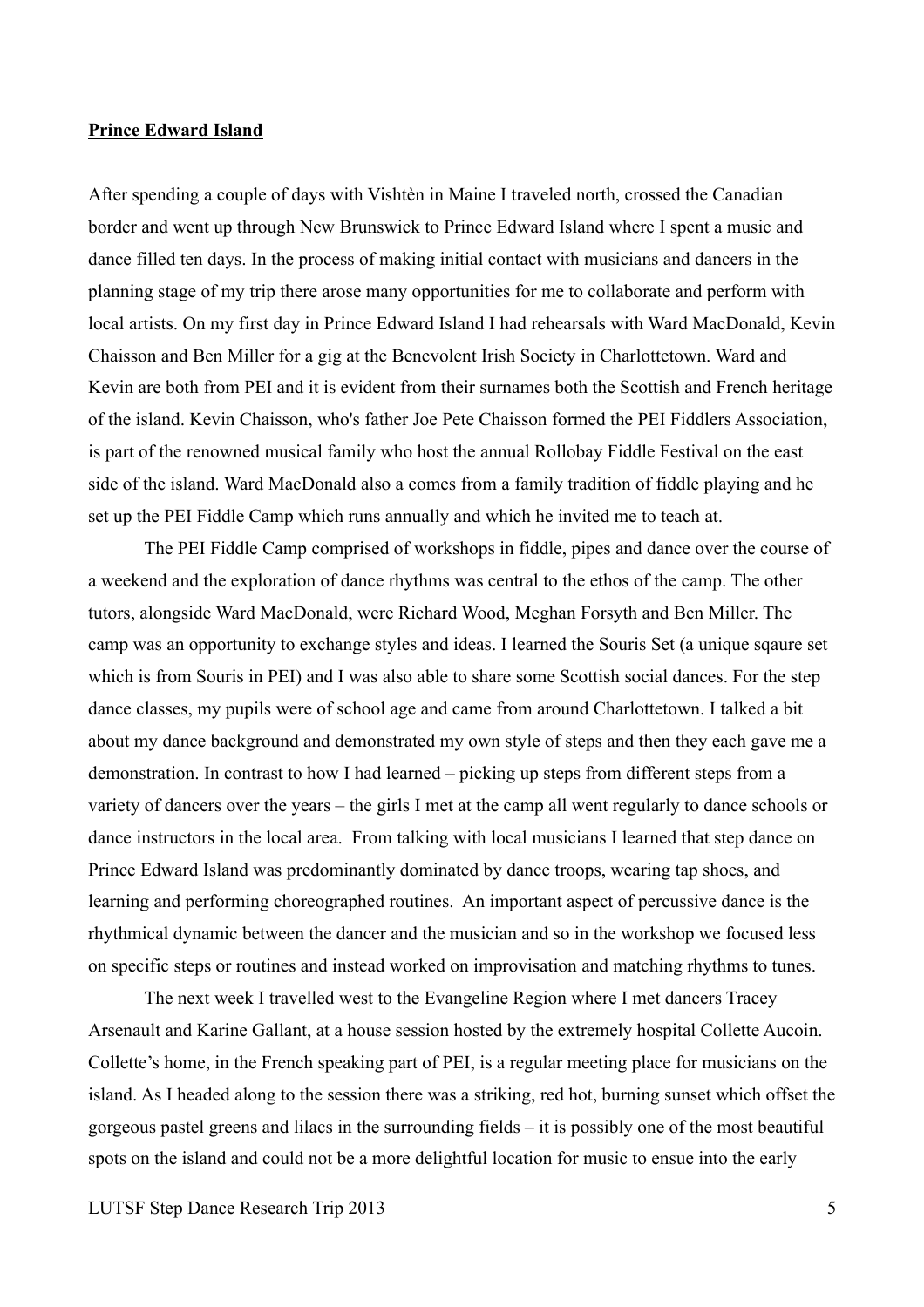**Prince Edward Island**

After spending a couple of days with Vishtèn in Maine I traveled north, crossed the Canadian border and went up through New Brunswick to Prince Edward Island where I spent a music and dance filled ten days. In the process of making initial contact with musicians and dancers in the planning stage of my trip there arose many opportunities for me to collaborate and perform with local artists. On my first day in Prince Edward Island I had rehearsals with Ward MacDonald, Kevin Chaisson and Ben Miller for a gig at the Benevolent Irish Society in Charlottetown. Ward and Kevin are both from PEI and it is evident from their surnames both the Scottish and French heritage of the island. Kevin Chaisson, who's father Joe Pete Chaisson formed the PEI Fiddlers Association, is part of the renowned musical family who host the annual Rollobay Fiddle Festival on the east side of the island. Ward MacDonald also a comes from a family tradition of fiddle playing and he set up the PEI Fiddle Camp which runs annually and which he invited me to teach at.

The PEI Fiddle Camp comprised of workshops in fiddle, pipes and dance over the course of a weekend and the exploration of dance rhythms was central to the ethos of the camp. The other tutors, alongside Ward MacDonald, were Richard Wood, Meghan Forsyth and Ben Miller. The camp was an opportunity to exchange styles and ideas. I learned the Souris Set (a unique sqaure set which is from Souris in PEI) and I was also able to share some Scottish social dances. For the step dance classes, my pupils were of school age and came from around Charlottetown. I talked a bit about my dance background and demonstrated my own style of steps and then they each gave me a demonstration. In contrast to how I had learned – picking up steps from different steps from a variety of dancers over the years – the girls I met at the camp all went regularly to dance schools or dance instructors in the local area. From talking with local musicians I learned that step dance on Prince Edward Island was predominantly dominated by dance troops, wearing tap shoes, and learning and performing choreographed routines. An important aspect of percussive dance is the rhythmical dynamic between the dancer and the musician and so in the workshop we focused less on specific steps or routines and instead worked on improvisation and matching rhythms to tunes.

The next week I travelled west to the Evangeline Region where I met dancers Tracey Arsenault and Karine Gallant, at a house session hosted by the extremely hospital Collette Aucoin. Collette's home, in the French speaking part of PEI, is a regular meeting place for musicians on the island. As I headed along to the session there was a striking, red hot, burning sunset which offset the gorgeous pastel greens and lilacs in the surrounding fields – it is possibly one of the most beautiful spots on the island and could not be a more delightful location for music to ensue into the early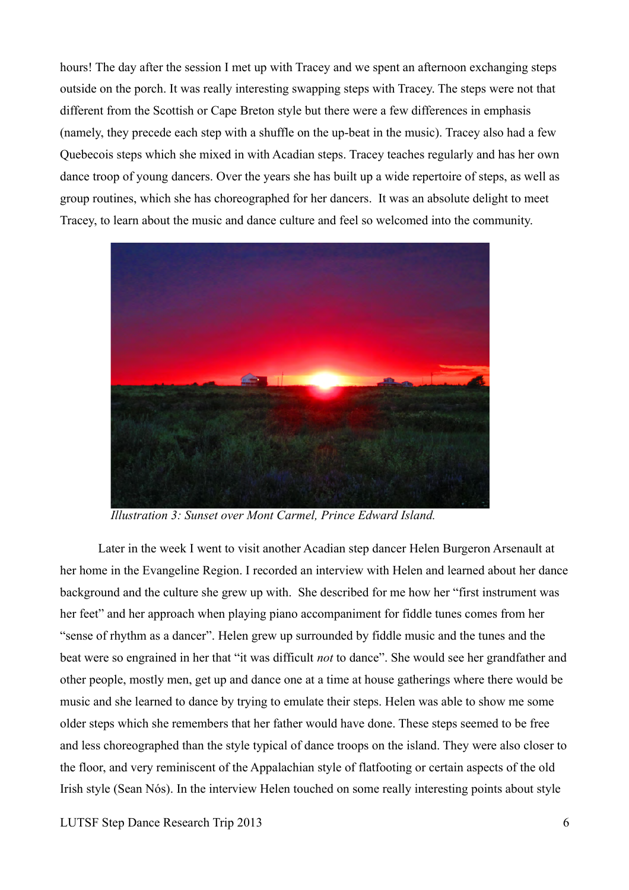hours! The day after the session I met up with Tracey and we spent an afternoon exchanging steps outside on the porch. It was really interesting swapping steps with Tracey. The steps were not that different from the Scottish or Cape Breton style but there were a few differences in emphasis (namely, they precede each step with a shuffle on the up-beat in the music). Tracey also had a few Quebecois steps which she mixed in with Acadian steps. Tracey teaches regularly and has her own dance troop of young dancers. Over the years she has built up a wide repertoire of steps, as well as group routines, which she has choreographed for her dancers. It was an absolute delight to meet Tracey, to learn about the music and dance culture and feel so welcomed into the community.

*Illustration 3: Sunset over Mont Carmel, Prince Edward Island.*

Later in the week I went to visit another Acadian step dancer Helen Burgeron Arsenault at her home in the Evangeline Region. I recorded an interview with Helen and learned about her dance background and the culture she grew up with. She described for me how her "first instrument was her feet" and her approach when playing piano accompaniment for fiddle tunes comes from her "sense of rhythm as a dancer". Helen grew up surrounded by fiddle music and the tunes and the beat were so engrained in her that "it was difficult *not* to dance". She would see her grandfather and other people, mostly men, get up and dance one at a time at house gatherings where there would be music and she learned to dance by trying to emulate their steps. Helen was able to show me some older steps which she remembers that her father would have done. These steps seemed to be free and less choreographed than the style typical of dance troops on the island. They were also closer to the floor, and very reminiscent of the Appalachian style of flatfooting or certain aspects of the old Irish style (Sean Nós). In the interview Helen touched on some really interesting points about style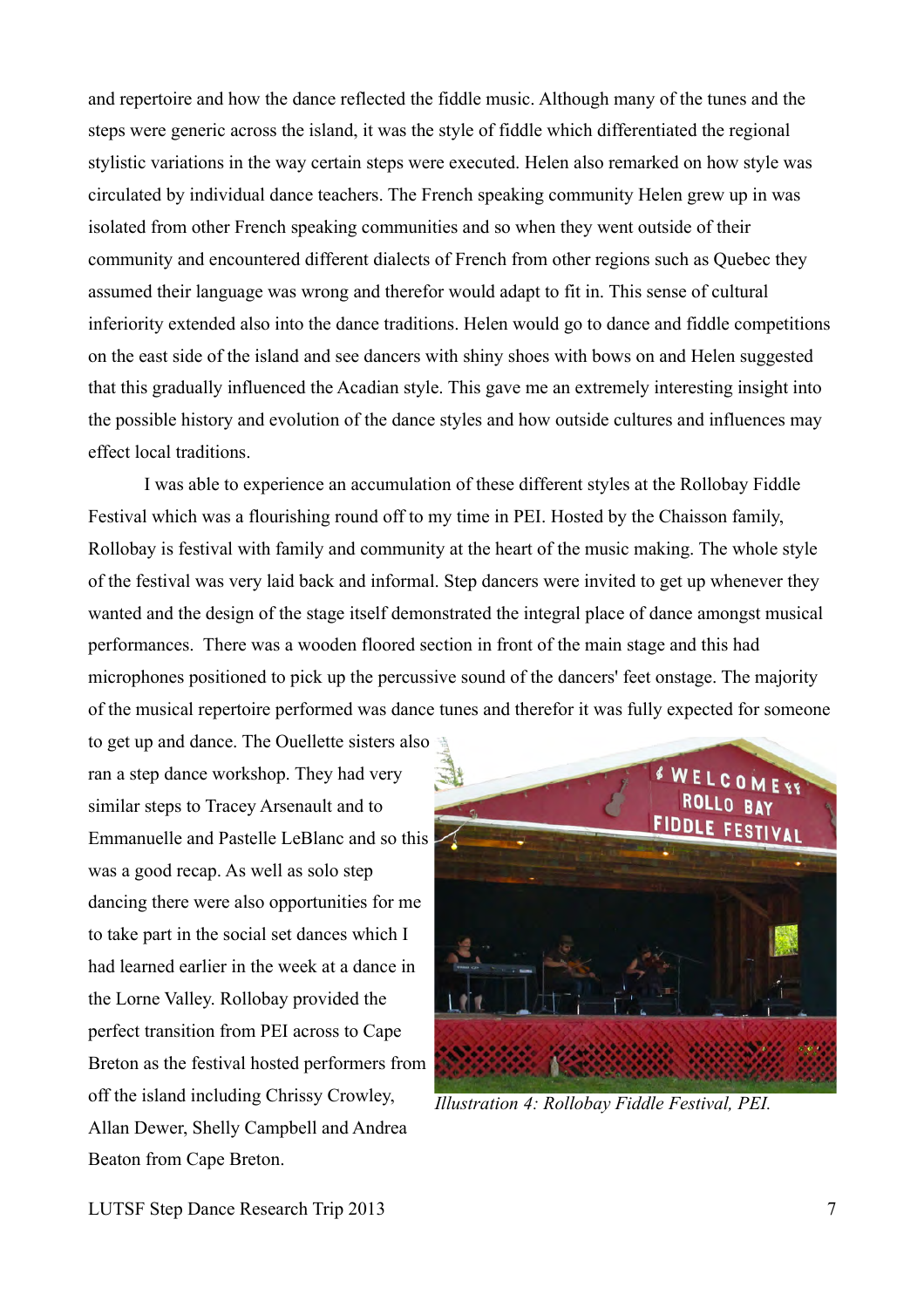and repertoire and how the dance reflected the fiddle music. Although many of the tunes and the steps were generic across the island, it was the style of fiddle which differentiated the regional stylistic variations in the way certain steps were executed. Helen also remarked on how style was circulated by individual dance teachers. The French speaking community Helen grew up in was isolated from other French speaking communities and so when they went outside of their community and encountered different dialects of French from other regions such as Quebec they assumed their language was wrong and therefor would adapt to fit in. This sense of cultural inferiority extended also into the dance traditions. Helen would go to dance and fiddle competitions on the east side of the island and see dancers with shiny shoes with bows on and Helen suggested that this gradually influenced the Acadian style. This gave me an extremely interesting insight into the possible history and evolution of the dance styles and how outside cultures and influences may effect local traditions.

I was able to experience an accumulation of these different styles at the Rollobay Fiddle Festival which was a flourishing round off to my time in PEI. Hosted by the Chaisson family, Rollobay is festival with family and community at the heart of the music making. The whole style of the festival was very laid back and informal. Step dancers were invited to get up whenever they wanted and the design of the stage itself demonstrated the integral place of dance amongst musical performances. There was a wooden floored section in front of the main stage and this had microphones positioned to pick up the percussive sound of the dancers' feet onstage. The majority of the musical repertoire performed was dance tunes and therefor it was fully expected for someone to get up and dance. The Ouellette sisters also ran a step dance workshop. They had very similar steps to Tracey Arsenault and to Emmanuelle and Pastelle LeBlanc and so this was a good recap. As well as solo step dancing there were also opportunities for me to take part in the social set dances which I had learned earlier in the week at a dance in the Lorne Valley. Rollobay provided the perfect transition from PEI across to Cape Breton as the festival hosted performers from off the island including Chrissy Crowley, Allan Dewer, Shelly Campbell and Andrea Beaton from Cape Breton.

*Illustration 4: Rollobay Fiddle Festival, PEI.*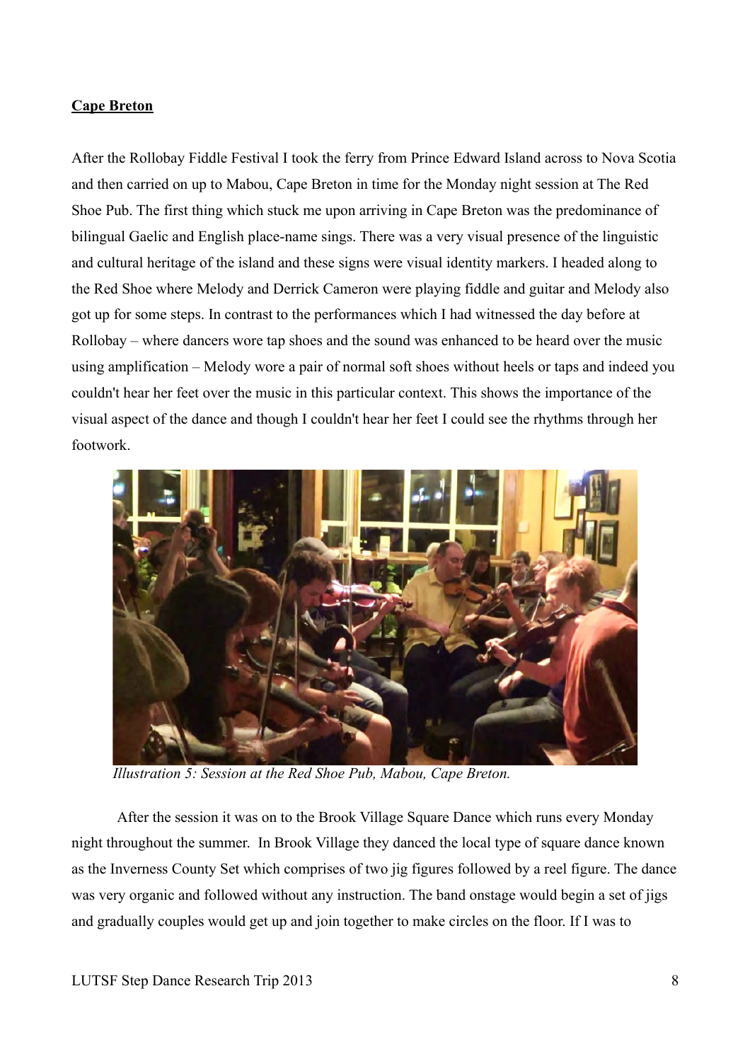**Cape Breton**

After the Rollobay Fiddle Festival I took the ferry from Prince Edward Island across to Nova Scotia and then carried on up to Mabou, Cape Breton in time for the Monday night session at The Red Shoe Pub. The first thing which stuck me upon arriving in Cape Breton was the predominance of bilingual Gaelic and English place-name sings. There was a very visual presence of the linguistic and cultural heritage of the island and these signs were visual identity markers. I headed along to the Red Shoe where Melody and Derrick Cameron were playing fiddle and guitar and Melody also got up for some steps. In contrast to the performances which I had witnessed the day before at Rollobay – where dancers wore tap shoes and the sound was enhanced to be heard over the music using amplification – Melody wore a pair of normal soft shoes without heels or taps and indeed you couldn't hear her feet over the music in this particular context. This shows the importance of the visual aspect of the dance and though I couldn't hear her feet I could see the rhythms through her footwork.

*Illustration 5: Session at the Red Shoe Pub, Mabou, Cape Breton.*

After the session it was on to the Brook Village Square Dance which runs every Monday night throughout the summer. In Brook Village they danced the local type of square dance known as the Inverness County Set which comprises of two jig figures followed by a reel figure. The dance was very organic and followed without any instruction. The band onstage would begin a set of jigs and gradually couples would get up and join together to make circles on the floor. If I was to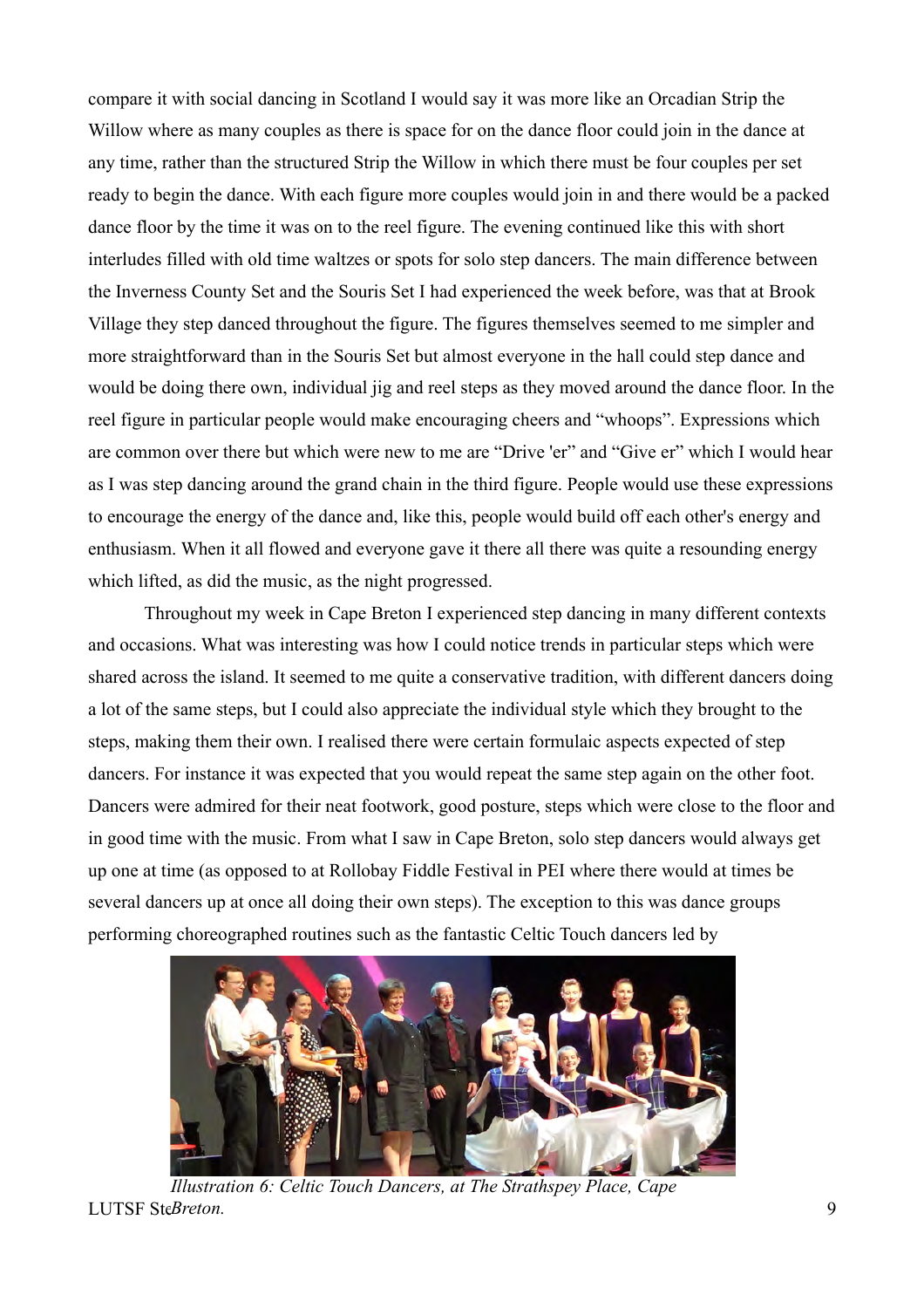compare it with social dancing in Scotland I would say it was more like an Orcadian Strip the Willow where as many couples as there is space for on the dance floor could join in the dance at any time, rather than the structured Strip the Willow in which there must be four couples per set ready to begin the dance. With each figure more couples would join in and there would be a packed dance floor by the time it was on to the reel figure. The evening continued like this with short interludes filled with old time waltzes or spots for solo step dancers. The main difference between the Inverness County Set and the Souris Set I had experienced the week before, was that at Brook Village they step danced throughout the figure. The figures themselves seemed to me simpler and more straightforward than in the Souris Set but almost everyone in the hall could step dance and would be doing there own, individual jig and reel steps as they moved around the dance floor. In the reel figure in particular people would make encouraging cheers and "whoops". Expressions which are common over there but which were new to me are "Drive 'er" and "Give er" which I would hear as I was step dancing around the grand chain in the third figure. People would use these expressions to encourage the energy of the dance and, like this, people would build off each other's energy and enthusiasm. When it all flowed and everyone gave it there all there was quite a resounding energy which lifted, as did the music, as the night progressed.

Throughout my week in Cape Breton I experienced step dancing in many different contexts and occasions. What was interesting was how I could notice trends in particular steps which were shared across the island. It seemed to me quite a conservative tradition, with different dancers doing a lot of the same steps, but I could also appreciate the individual style which they brought to the steps, making them their own. I realised there were certain formulaic aspects expected of step dancers. For instance it was expected that you would repeat the same step again on the other foot. Dancers were admired for their neat footwork, good posture, steps which were close to the floor and in good time with the music. From what I saw in Cape Breton, solo step dancers would always get up one at time (as opposed to at Rollobay Fiddle Festival in PEI where there would at times be several dancers up at once all doing their own steps). The exception to this was dance groups performing choreographed routines such as the fantastic Celtic Touch dancers led by

*Illustration 6: Celtic Touch Dancers, at The Strathspey Place, Cape Breton.*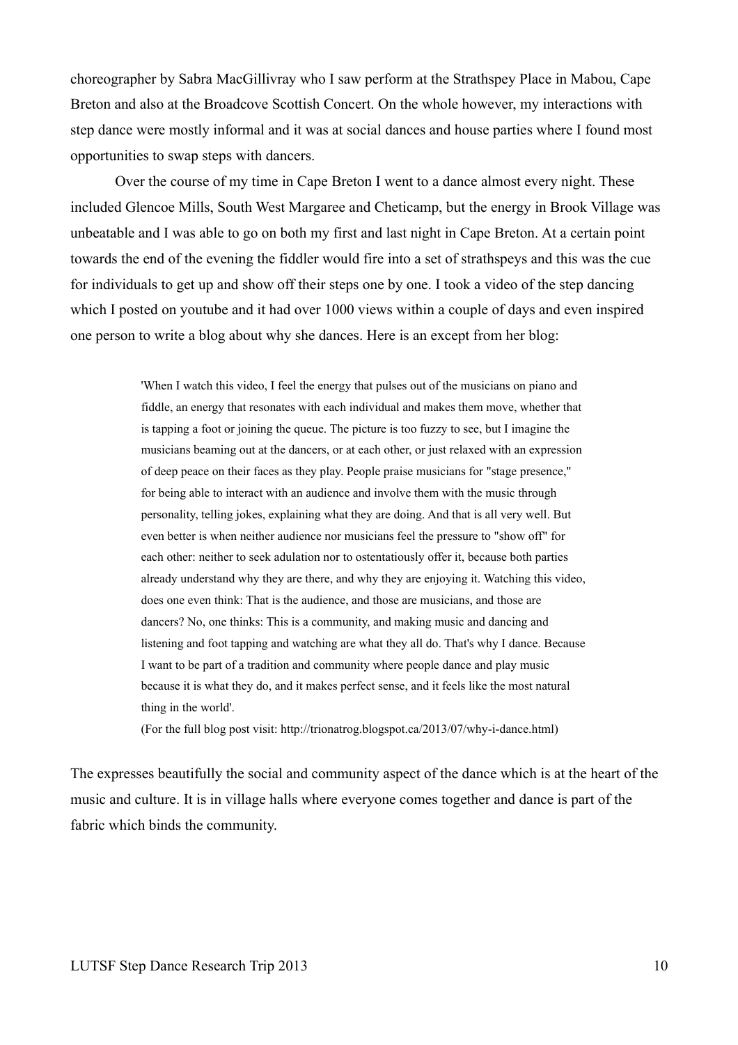choreographer by Sabra MacGillivray who I saw perform at the Strathspey Place in Mabou, Cape Breton and also at the Broadcove Scottish Concert. On the whole however, my interactions with step dance were mostly informal and it was at social dances and house parties where I found most opportunities to swap steps with dancers.

Over the course of my time in Cape Breton I went to a dance almost every night. These included Glencoe Mills, South West Margaree and Cheticamp, but the energy in Brook Village was unbeatable and I was able to go on both my first and last night in Cape Breton. At a certain point towards the end of the evening the fiddler would fire into a set of strathspeys and this was the cue for individuals to get up and show off their steps one by one. I took a video of the step dancing which I posted on youtube and it had over 1000 views within a couple of days and even inspired one person to write a blog about why she dances. Here is an except from her blog:

> 'When I watch this video, I feel the energy that pulses out of the musicians on piano and fiddle, an energy that resonates with each individual and makes them move, whether that is tapping a foot or joining the queue. The picture is too fuzzy to see, but I imagine the musicians beaming out at the dancers, or at each other, or just relaxed with an expression of deep peace on their faces as they play. People praise musicians for "stage presence," for being able to interact with an audience and involve them with the music through personality, telling jokes, explaining what they are doing. And that is all very well. But even better is when neither audience nor musicians feel the pressure to "show off" for each other: neither to seek adulation nor to ostentatiously offer it, because both parties already understand why they are there, and why they are enjoying it. Watching this video, does one even think: That is the audience, and those are musicians, and those are dancers? No, one thinks: This is a community, and making music and dancing and listening and foot tapping and watching are what they all do. That's why I dance. Because I want to be part of a tradition and community where people dance and play music because it is what they do, and it makes perfect sense, and it feels like the most natural thing in the world'.
>
> (For the full blog post visit: http://trionatrog.blogspot.ca/2013/07/why-i-dance.html)

The expresses beautifully the social and community aspect of the dance which is at the heart of the music and culture. It is in village halls where everyone comes together and dance is part of the fabric which binds the community.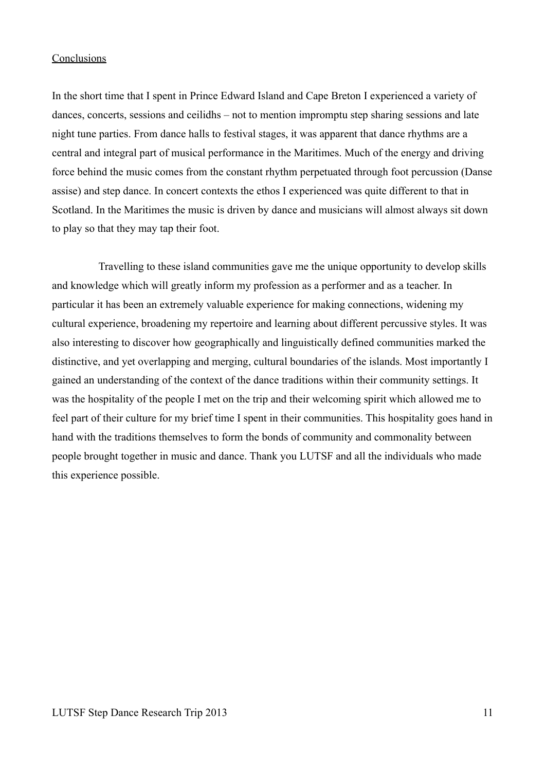## Conclusions

In the short time that I spent in Prince Edward Island and Cape Breton I experienced a variety of dances, concerts, sessions and ceilidhs – not to mention impromptu step sharing sessions and late night tune parties. From dance halls to festival stages, it was apparent that dance rhythms are a central and integral part of musical performance in the Maritimes. Much of the energy and driving force behind the music comes from the constant rhythm perpetuated through foot percussion (Danse assise) and step dance. In concert contexts the ethos I experienced was quite different to that in Scotland. In the Maritimes the music is driven by dance and musicians will almost always sit down to play so that they may tap their foot.

Travelling to these island communities gave me the unique opportunity to develop skills and knowledge which will greatly inform my profession as a performer and as a teacher. In particular it has been an extremely valuable experience for making connections, widening my cultural experience, broadening my repertoire and learning about different percussive styles. It was also interesting to discover how geographically and linguistically defined communities marked the distinctive, and yet overlapping and merging, cultural boundaries of the islands. Most importantly I gained an understanding of the context of the dance traditions within their community settings. It was the hospitality of the people I met on the trip and their welcoming spirit which allowed me to feel part of their culture for my brief time I spent in their communities. This hospitality goes hand in hand with the traditions themselves to form the bonds of community and commonality between people brought together in music and dance. Thank you LUTSF and all the individuals who made this experience possible.